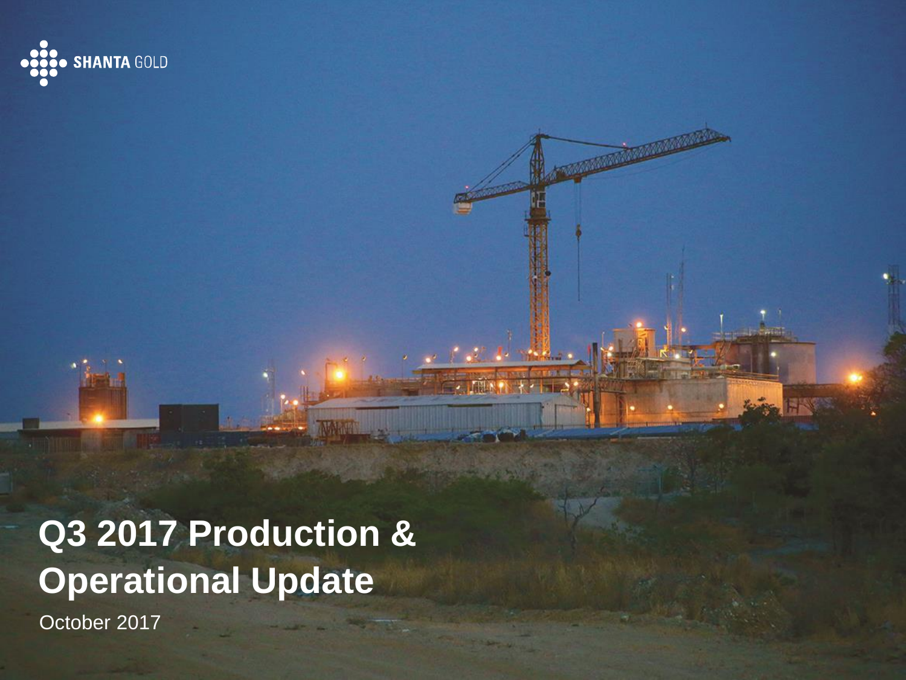SHANTA GOLD

# Q3 2017 Production & Operational Update

October 2017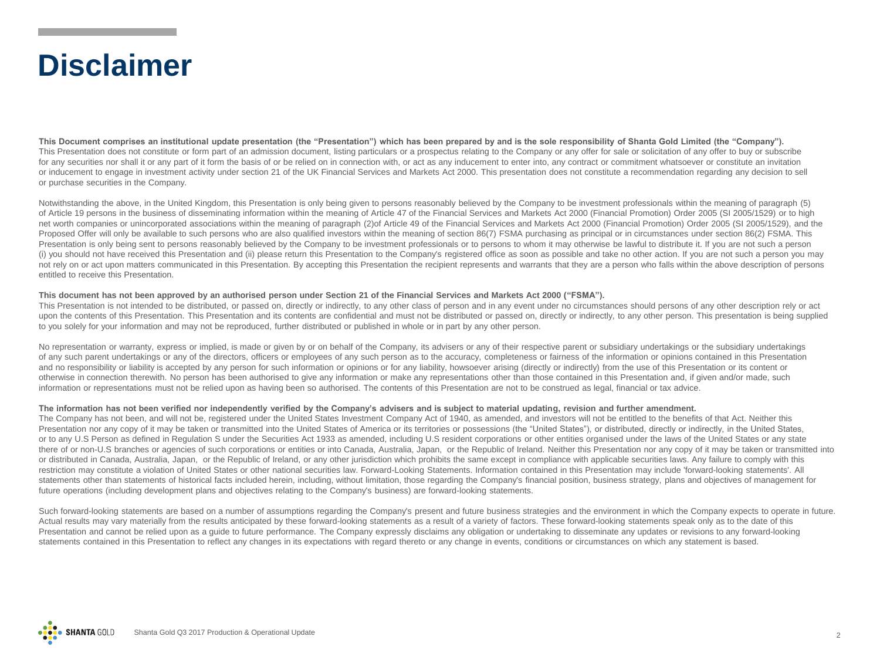# Disclaimer

**This Document comprises an institutional update presentation (the "Presentation") which has been prepared by and is the sole responsibility of Shanta Gold Limited (the "Company").** This Presentation does not constitute or form part of an admission document, listing particulars or a prospectus relating to the Company or any offer for sale or solicitation of any offer to buy or subscribe for any securities nor shall it or any part of it form the basis of or be relied on in connection with, or act as any inducement to enter into, any contract or commitment whatsoever or constitute an invitation or inducement to engage in investment activity under section 21 of the UK Financial Services and Markets Act 2000. This presentation does not constitute a recommendation regarding any decision to sell or purchase securities in the Company.

Notwithstanding the above, in the United Kingdom, this Presentation is only being given to persons reasonably believed by the Company to be investment professionals within the meaning of paragraph (5) of Article 19 persons in the business of disseminating information within the meaning of Article 47 of the Financial Services and Markets Act 2000 (Financial Promotion) Order 2005 (SI 2005/1529) or to high net worth companies or unincorporated associations within the meaning of paragraph (2)of Article 49 of the Financial Services and Markets Act 2000 (Financial Promotion) Order 2005 (SI 2005/1529), and the Proposed Offer will only be available to such persons who are also qualified investors within the meaning of section 86(7) FSMA purchasing as principal or in circumstances under section 86(2) FSMA. This Presentation is only being sent to persons reasonably believed by the Company to be investment professionals or to persons to whom it may otherwise be lawful to distribute it. If you are not such a person (i) you should not have received this Presentation and (ii) please return this Presentation to the Company's registered office as soon as possible and take no other action. If you are not such a person you may not rely on or act upon matters communicated in this Presentation. By accepting this Presentation the recipient represents and warrants that they are a person who falls within the above description of persons entitled to receive this Presentation.

**This document has not been approved by an authorised person under Section 21 of the Financial Services and Markets Act 2000 ("FSMA").**

This Presentation is not intended to be distributed, or passed on, directly or indirectly, to any other class of person and in any event under no circumstances should persons of any other description rely or act upon the contents of this Presentation. This Presentation and its contents are confidential and must not be distributed or passed on, directly or indirectly, to any other person. This presentation is being supplied to you solely for your information and may not be reproduced, further distributed or published in whole or in part by any other person.

No representation or warranty, express or implied, is made or given by or on behalf of the Company, its advisers or any of their respective parent or subsidiary undertakings or the subsidiary undertakings of any such parent undertakings or any of the directors, officers or employees of any such person as to the accuracy, completeness or fairness of the information or opinions contained in this Presentation and no responsibility or liability is accepted by any person for such information or opinions or for any liability, howsoever arising (directly or indirectly) from the use of this Presentation or its content or otherwise in connection therewith. No person has been authorised to give any information or make any representations other than those contained in this Presentation and, if given and/or made, such information or representations must not be relied upon as having been so authorised. The contents of this Presentation are not to be construed as legal, financial or tax advice.

**The information has not been verified nor independently verified by the Company's advisers and is subject to material updating, revision and further amendment.**

The Company has not been, and will not be, registered under the United States Investment Company Act of 1940, as amended, and investors will not be entitled to the benefits of that Act. Neither this Presentation nor any copy of it may be taken or transmitted into the United States of America or its territories or possessions (the "United States"), or distributed, directly or indirectly, in the United States, or to any U.S Person as defined in Regulation S under the Securities Act 1933 as amended, including U.S resident corporations or other entities organised under the laws of the United States or any state there of or non-U.S branches or agencies of such corporations or entities or into Canada, Australia, Japan, or the Republic of Ireland. Neither this Presentation nor any copy of it may be taken or transmitted into or distributed in Canada, Australia, Japan, or the Republic of Ireland, or any other jurisdiction which prohibits the same except in compliance with applicable securities laws. Any failure to comply with this restriction may constitute a violation of United States or other national securities law. Forward-Looking Statements. Information contained in this Presentation may include 'forward-looking statements'. All statements other than statements of historical facts included herein, including, without limitation, those regarding the Company's financial position, business strategy, plans and objectives of management for future operations (including development plans and objectives relating to the Company's business) are forward-looking statements.

Such forward-looking statements are based on a number of assumptions regarding the Company's present and future business strategies and the environment in which the Company expects to operate in future. Actual results may vary materially from the results anticipated by these forward-looking statements as a result of a variety of factors. These forward-looking statements speak only as to the date of this Presentation and cannot be relied upon as a guide to future performance. The Company expressly disclaims any obligation or undertaking to disseminate any updates or revisions to any forward-looking statements contained in this Presentation to reflect any changes in its expectations with regard thereto or any change in events, conditions or circumstances on which any statement is based.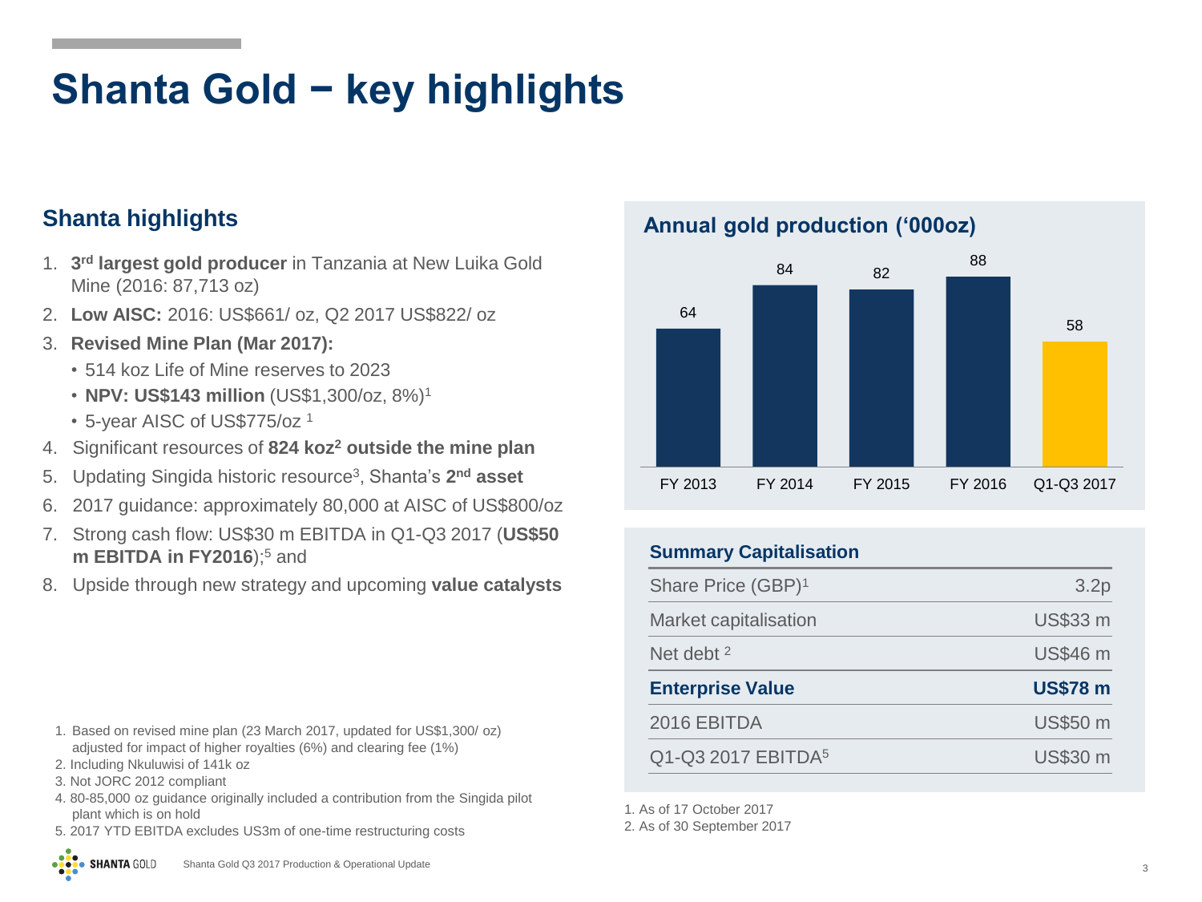# Shanta Gold − key highlights

## Shanta highlights

1. **3rd largest gold producer** in Tanzania at New Luika Gold Mine (2016: 87,713 oz)
2. **Low AISC:** 2016: US$661/ oz, Q2 2017 US$822/ oz
3. **Revised Mine Plan (Mar 2017):**
   - 514 koz Life of Mine reserves to 2023
   - **NPV: US$143 million** (US$1,300/oz, 8%)[1]
   - 5-year AISC of US$775/oz [1]
4. Significant resources of **824 koz[2] outside the mine plan**
5. Updating Singida historic resource[3], Shanta's **2nd asset**
6. 2017 guidance: approximately 80,000 at AISC of US$800/oz
7. Strong cash flow: US$30 m EBITDA in Q1-Q3 2017 (**US$50 m EBITDA in FY2016**);[5] and
8. Upside through new strategy and upcoming **value catalysts**

1. Based on revised mine plan (23 March 2017, updated for US$1,300/ oz) adjusted for impact of higher royalties (6%) and clearing fee (1%)
2. Including Nkuluwisi of 141k oz
3. Not JORC 2012 compliant
4. 80-85,000 oz guidance originally included a contribution from the Singida pilot plant which is on hold
5. 2017 YTD EBITDA excludes US3m of one-time restructuring costs

## Annual gold production ('000oz)

| Period | Production ('000oz) |
|---|---|
| FY 2013 | 64 |
| FY 2014 | 84 |
| FY 2015 | 82 |
| FY 2016 | 88 |
| Q1-Q3 2017 | 58 |

## Summary Capitalisation

| Item | Value |
|---|---|
| Share Price (GBP)[1] | 3.2p |
| Market capitalisation | US$33 m |
| Net debt [2] | US$46 m |
| **Enterprise Value** | **US$78 m** |
| 2016 EBITDA | US$50 m |
| Q1-Q3 2017 EBITDA[5] | US$30 m |

1. As of 17 October 2017
2. As of 30 September 2017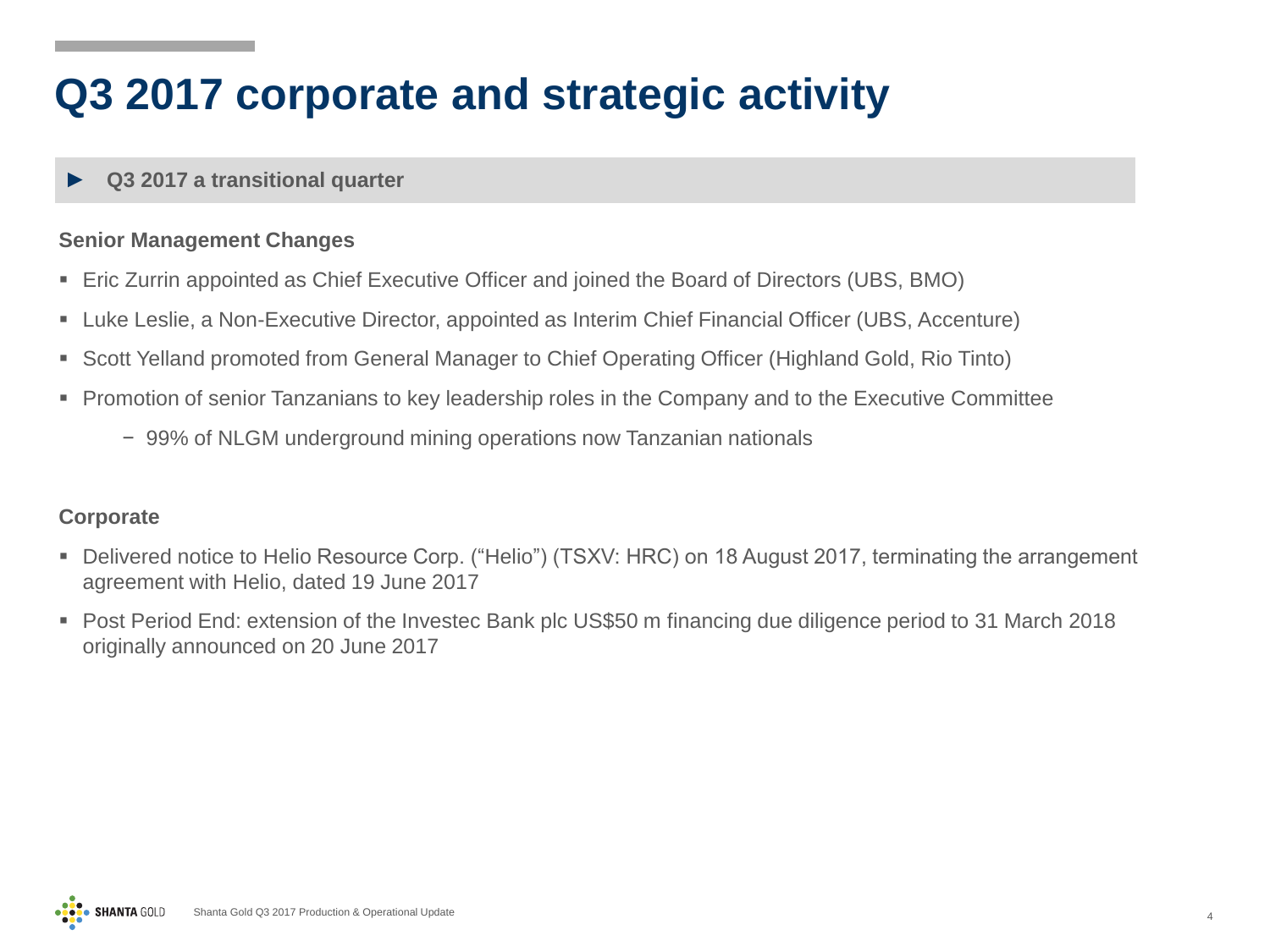# Q3 2017 corporate and strategic activity

► **Q3 2017 a transitional quarter**

### Senior Management Changes

- Eric Zurrin appointed as Chief Executive Officer and joined the Board of Directors (UBS, BMO)
- Luke Leslie, a Non-Executive Director, appointed as Interim Chief Financial Officer (UBS, Accenture)
- Scott Yelland promoted from General Manager to Chief Operating Officer (Highland Gold, Rio Tinto)
- Promotion of senior Tanzanians to key leadership roles in the Company and to the Executive Committee
  - 99% of NLGM underground mining operations now Tanzanian nationals

### Corporate

- Delivered notice to Helio Resource Corp. ("Helio") (TSXV: HRC) on 18 August 2017, terminating the arrangement agreement with Helio, dated 19 June 2017
- Post Period End: extension of the Investec Bank plc US$50 m financing due diligence period to 31 March 2018 originally announced on 20 June 2017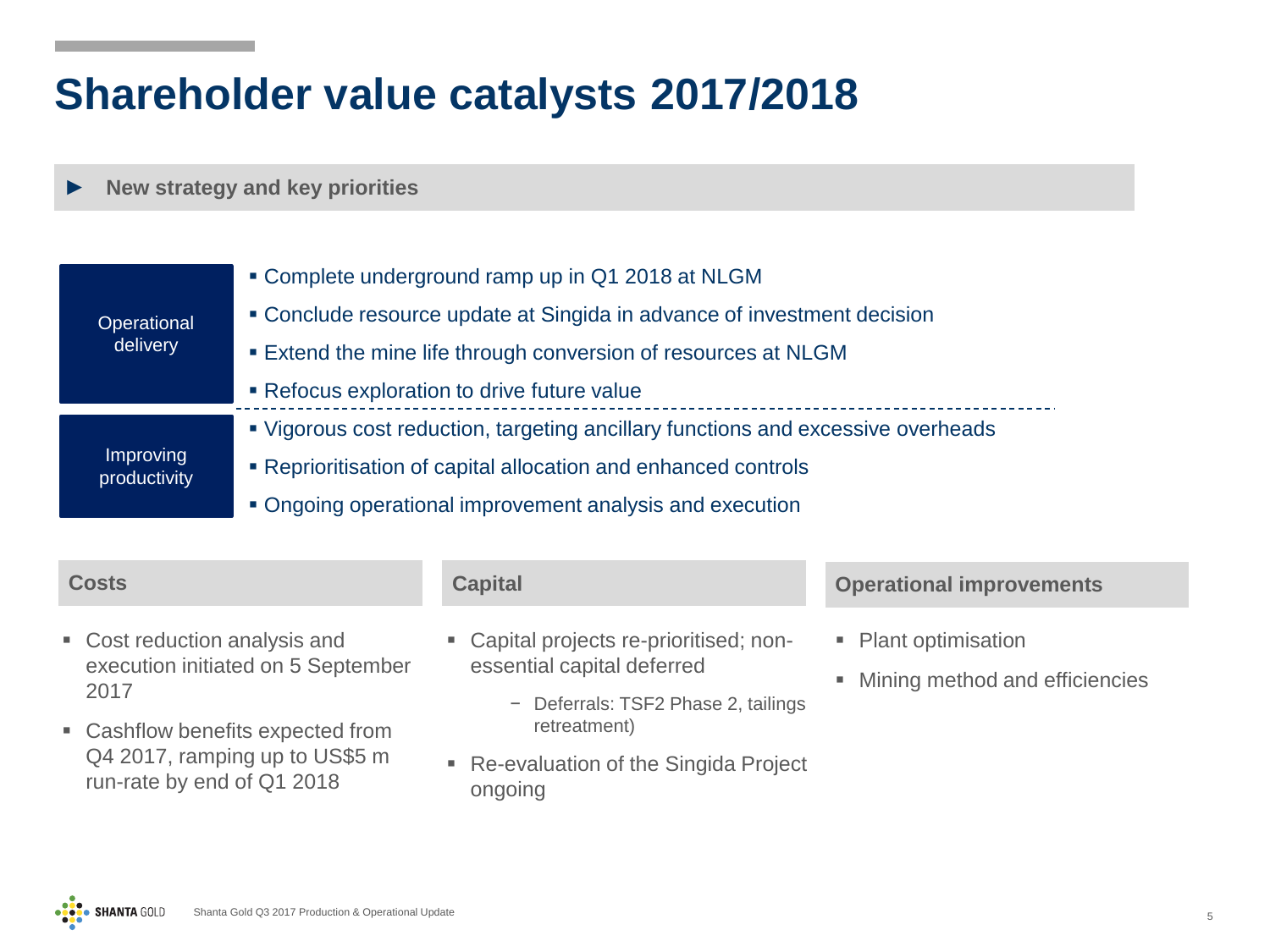# Shareholder value catalysts 2017/2018

► **New strategy and key priorities**

**Operational delivery**

- Complete underground ramp up in Q1 2018 at NLGM
- Conclude resource update at Singida in advance of investment decision
- Extend the mine life through conversion of resources at NLGM
- Refocus exploration to drive future value

**Improving productivity**

- Vigorous cost reduction, targeting ancillary functions and excessive overheads
- Reprioritisation of capital allocation and enhanced controls
- Ongoing operational improvement analysis and execution

## Costs

- Cost reduction analysis and execution initiated on 5 September 2017
- Cashflow benefits expected from Q4 2017, ramping up to US$5 m run-rate by end of Q1 2018

## Capital

- Capital projects re-prioritised; non-essential capital deferred
  - Deferrals: TSF2 Phase 2, tailings retreatment)
- Re-evaluation of the Singida Project ongoing

## Operational improvements

- Plant optimisation
- Mining method and efficiencies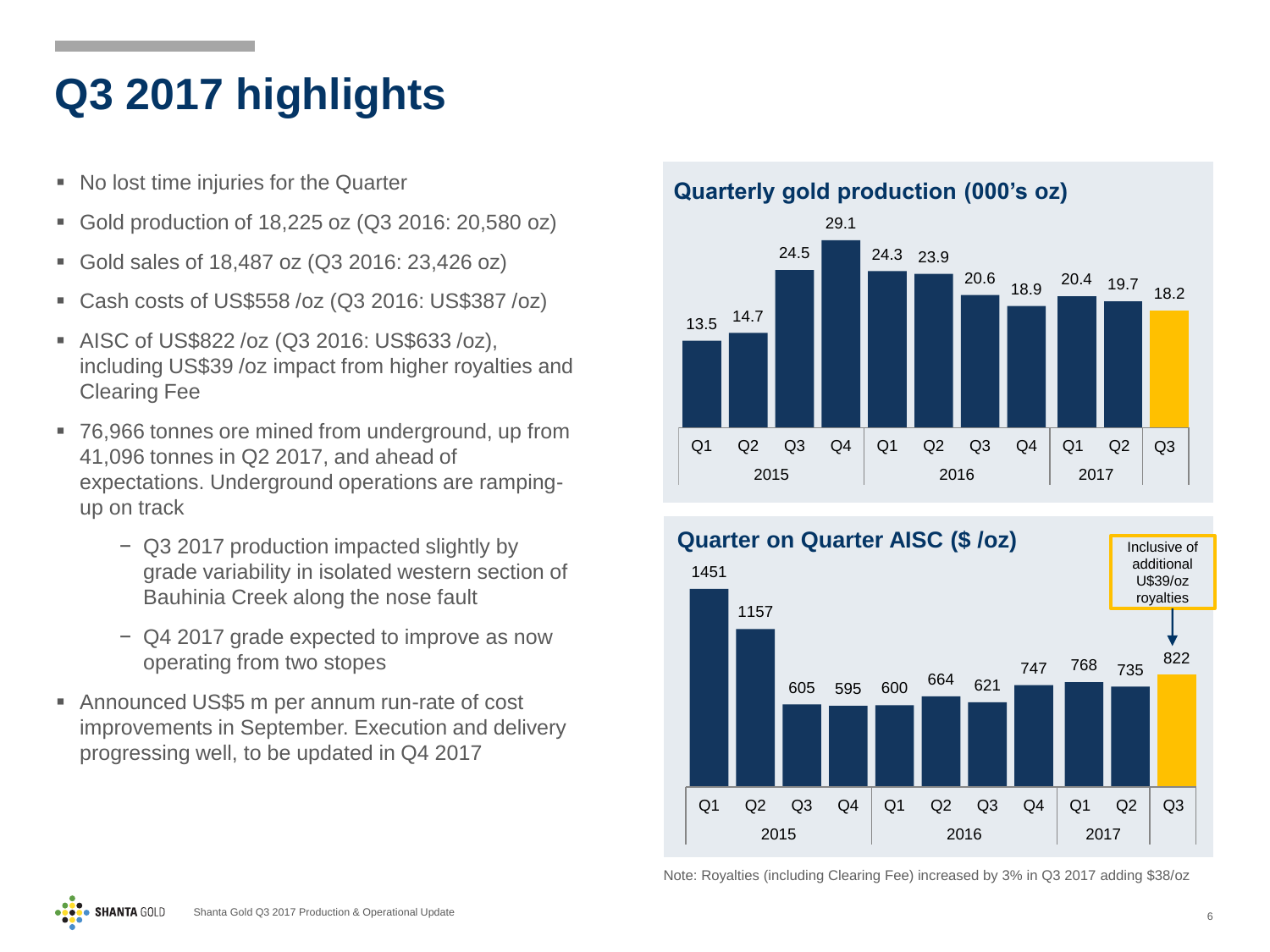# Q3 2017 highlights

- No lost time injuries for the Quarter
- Gold production of 18,225 oz (Q3 2016: 20,580 oz)
- Gold sales of 18,487 oz (Q3 2016: 23,426 oz)
- Cash costs of US$558 /oz (Q3 2016: US$387 /oz)
- AISC of US$822 /oz (Q3 2016: US$633 /oz), including US$39 /oz impact from higher royalties and Clearing Fee
- 76,966 tonnes ore mined from underground, up from 41,096 tonnes in Q2 2017, and ahead of expectations. Underground operations are ramping-up on track
  - Q3 2017 production impacted slightly by grade variability in isolated western section of Bauhinia Creek along the nose fault
  - Q4 2017 grade expected to improve as now operating from two stopes
- Announced US$5 m per annum run-rate of cost improvements in September. Execution and delivery progressing well, to be updated in Q4 2017

## Quarterly gold production (000's oz)

| Year | Quarter | Production |
|---|---|---|
| 2015 | Q1 | 13.5 |
| 2015 | Q2 | 14.7 |
| 2015 | Q3 | 24.5 |
| 2015 | Q4 | 29.1 |
| 2016 | Q1 | 24.3 |
| 2016 | Q2 | 23.9 |
| 2016 | Q3 | 20.6 |
| 2016 | Q4 | 18.9 |
| 2017 | Q1 | 20.4 |
| 2017 | Q2 | 19.7 |
| 2017 | Q3 | 18.2 |

## Quarter on Quarter AISC ($ /oz)

| Year | Quarter | AISC |
|---|---|---|
| 2015 | Q1 | 1451 |
| 2015 | Q2 | 1157 |
| 2015 | Q3 | 605 |
| 2015 | Q4 | 595 |
| 2016 | Q1 | 600 |
| 2016 | Q2 | 664 |
| 2016 | Q3 | 621 |
| 2016 | Q4 | 747 |
| 2017 | Q1 | 768 |
| 2017 | Q2 | 735 |
| 2017 | Q3 | 822 |

Inclusive of additional U$39/oz royalties

Note: Royalties (including Clearing Fee) increased by 3% in Q3 2017 adding $38/oz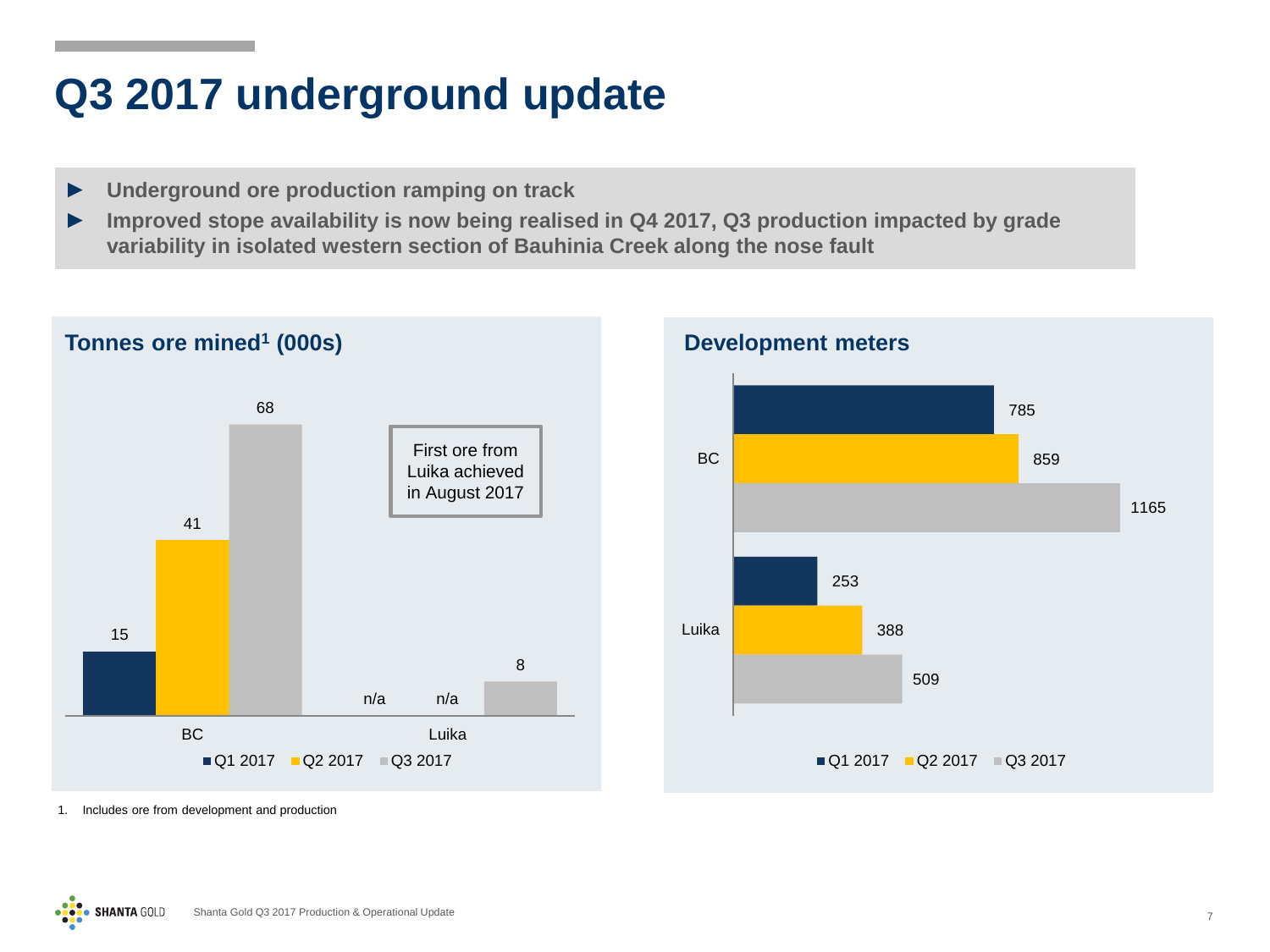# Q3 2017 underground update

- **Underground ore production ramping on track**
- **Improved stope availability is now being realised in Q4 2017, Q3 production impacted by grade variability in isolated western section of Bauhinia Creek along the nose fault**

## Tonnes ore mined[1] (000s)

| | Q1 2017 | Q2 2017 | Q3 2017 |
|---|---|---|---|
| BC | 15 | 41 | 68 |
| Luika | n/a | n/a | 8 |

First ore from Luika achieved in August 2017

## Development meters

| | Q1 2017 | Q2 2017 | Q3 2017 |
|---|---|---|---|
| BC | 785 | 859 | 1165 |
| Luika | 253 | 388 | 509 |

1. Includes ore from development and production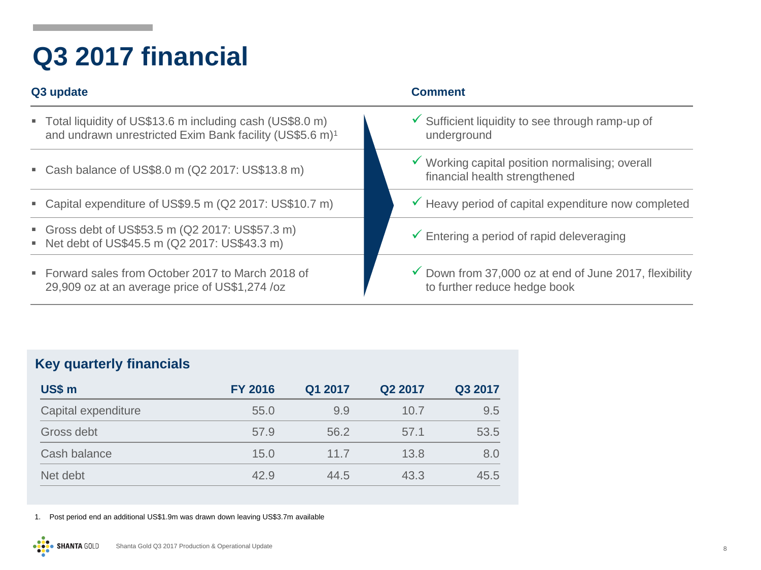# Q3 2017 financial

| Q3 update | Comment |
|---|---|
| ▪ Total liquidity of US$13.6 m including cash (US$8.0 m) and undrawn unrestricted Exim Bank facility (US$5.6 m)[1] | ✓ Sufficient liquidity to see through ramp-up of underground |
| ▪ Cash balance of US$8.0 m (Q2 2017: US$13.8 m) | ✓ Working capital position normalising; overall financial health strengthened |
| ▪ Capital expenditure of US$9.5 m (Q2 2017: US$10.7 m) | ✓ Heavy period of capital expenditure now completed |
| ▪ Gross debt of US$53.5 m (Q2 2017: US$57.3 m)<br>▪ Net debt of US$45.5 m (Q2 2017: US$43.3 m) | ✓ Entering a period of rapid deleveraging |
| ▪ Forward sales from October 2017 to March 2018 of 29,909 oz at an average price of US$1,274 /oz | ✓ Down from 37,000 oz at end of June 2017, flexibility to further reduce hedge book |

## Key quarterly financials

| US$ m | FY 2016 | Q1 2017 | Q2 2017 | Q3 2017 |
|---|---|---|---|---|
| Capital expenditure | 55.0 | 9.9 | 10.7 | 9.5 |
| Gross debt | 57.9 | 56.2 | 57.1 | 53.5 |
| Cash balance | 15.0 | 11.7 | 13.8 | 8.0 |
| Net debt | 42.9 | 44.5 | 43.3 | 45.5 |

1. Post period end an additional US$1.9m was drawn down leaving US$3.7m available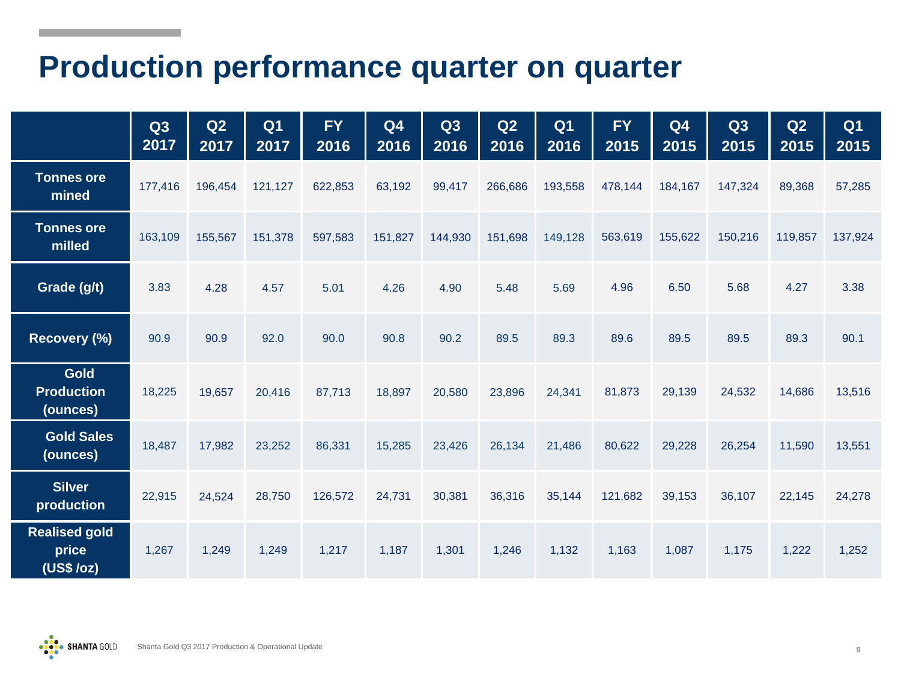# Production performance quarter on quarter

| | Q3 2017 | Q2 2017 | Q1 2017 | FY 2016 | Q4 2016 | Q3 2016 | Q2 2016 | Q1 2016 | FY 2015 | Q4 2015 | Q3 2015 | Q2 2015 | Q1 2015 |
|---|---|---|---|---|---|---|---|---|---|---|---|---|---|
| Tonnes ore mined | 177,416 | 196,454 | 121,127 | 622,853 | 63,192 | 99,417 | 266,686 | 193,558 | 478,144 | 184,167 | 147,324 | 89,368 | 57,285 |
| Tonnes ore milled | 163,109 | 155,567 | 151,378 | 597,583 | 151,827 | 144,930 | 151,698 | 149,128 | 563,619 | 155,622 | 150,216 | 119,857 | 137,924 |
| Grade (g/t) | 3.83 | 4.28 | 4.57 | 5.01 | 4.26 | 4.90 | 5.48 | 5.69 | 4.96 | 6.50 | 5.68 | 4.27 | 3.38 |
| Recovery (%) | 90.9 | 90.9 | 92.0 | 90.0 | 90.8 | 90.2 | 89.5 | 89.3 | 89.6 | 89.5 | 89.5 | 89.3 | 90.1 |
| Gold Production (ounces) | 18,225 | 19,657 | 20,416 | 87,713 | 18,897 | 20,580 | 23,896 | 24,341 | 81,873 | 29,139 | 24,532 | 14,686 | 13,516 |
| Gold Sales (ounces) | 18,487 | 17,982 | 23,252 | 86,331 | 15,285 | 23,426 | 26,134 | 21,486 | 80,622 | 29,228 | 26,254 | 11,590 | 13,551 |
| Silver production | 22,915 | 24,524 | 28,750 | 126,572 | 24,731 | 30,381 | 36,316 | 35,144 | 121,682 | 39,153 | 36,107 | 22,145 | 24,278 |
| Realised gold price (US$ /oz) | 1,267 | 1,249 | 1,249 | 1,217 | 1,187 | 1,301 | 1,246 | 1,132 | 1,163 | 1,087 | 1,175 | 1,222 | 1,252 |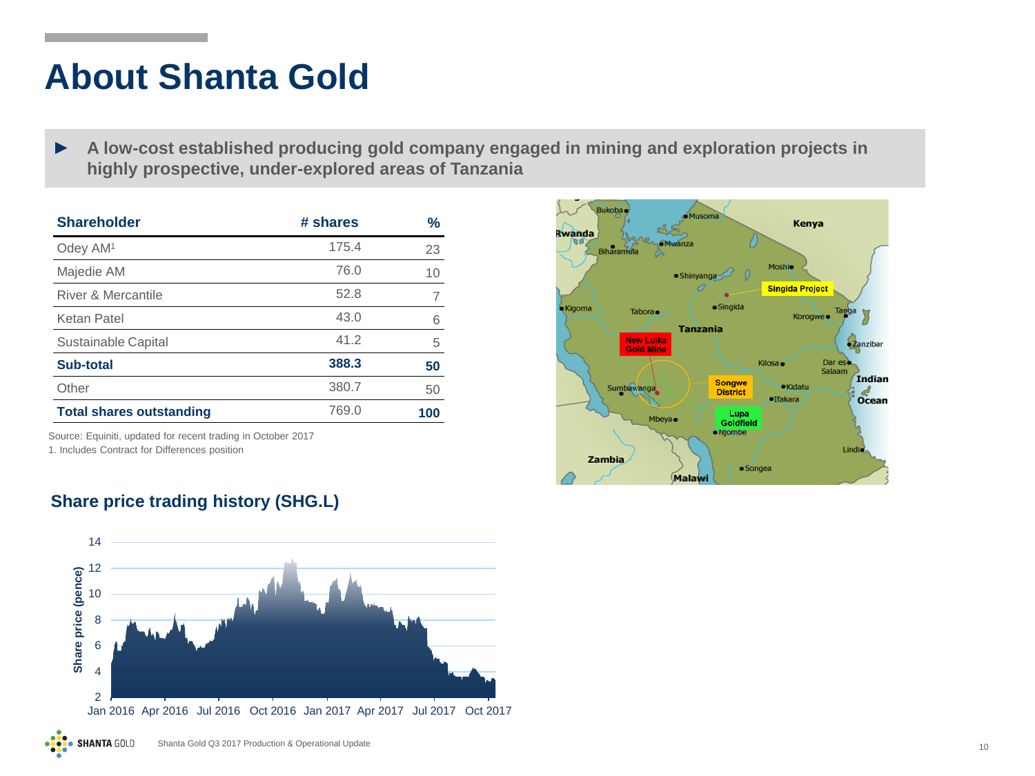# About Shanta Gold

► **A low-cost established producing gold company engaged in mining and exploration projects in highly prospective, under-explored areas of Tanzania**

| Shareholder | # shares | % |
|---|---|---|
| Odey AM[1] | 175.4 | 23 |
| Majedie AM | 76.0 | 10 |
| River & Mercantile | 52.8 | 7 |
| Ketan Patel | 43.0 | 6 |
| Sustainable Capital | 41.2 | 5 |
| **Sub-total** | **388.3** | **50** |
| Other | 380.7 | 50 |
| **Total shares outstanding** | 769.0 | **100** |

Source: Equiniti, updated for recent trading in October 2017

1. Includes Contract for Differences position

## Share price trading history (SHG.L)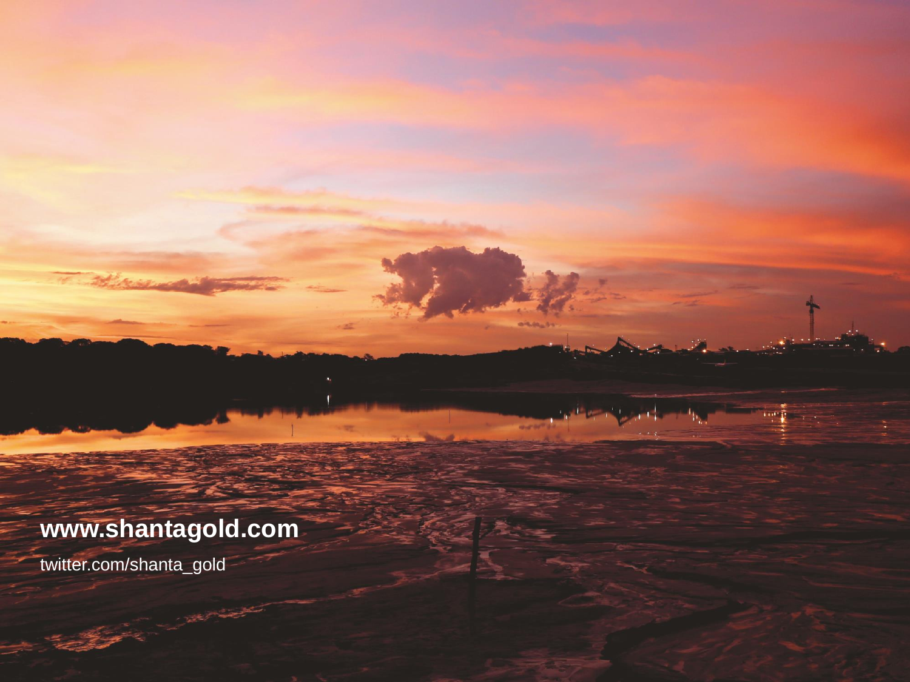**www.shantagold.com**

twitter.com/shanta_gold